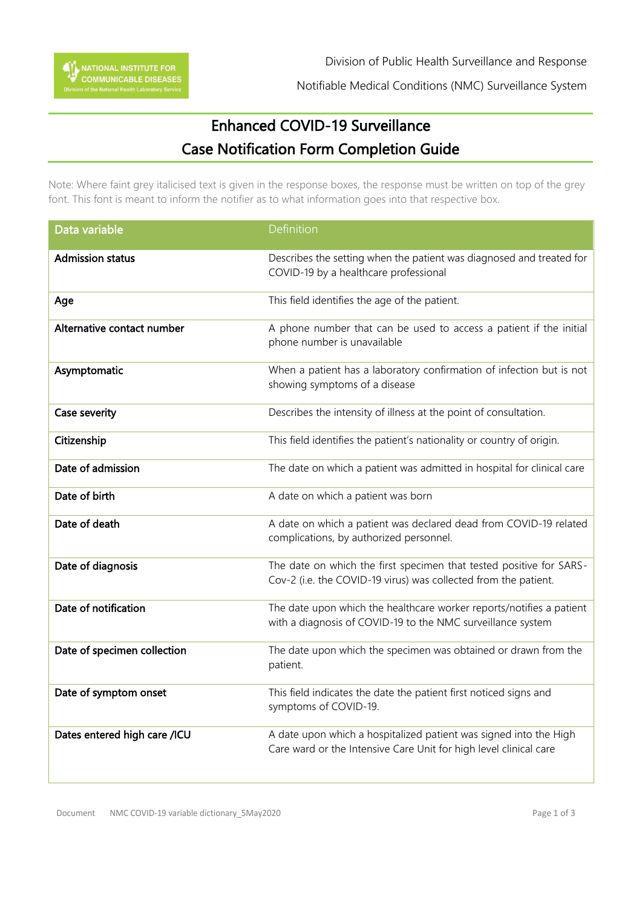Division of Public Health Surveillance and Response

Notifiable Medical Conditions (NMC) Surveillance System

# Enhanced COVID-19 Surveillance
# Case Notification Form Completion Guide

Note: Where faint grey italicised text is given in the response boxes, the response must be written on top of the grey font. This font is meant to inform the notifier as to what information goes into that respective box.

| Data variable | Definition |
|---|---|
| **Admission status** | Describes the setting when the patient was diagnosed and treated for COVID-19 by a healthcare professional |
| **Age** | This field identifies the age of the patient. |
| **Alternative contact number** | A phone number that can be used to access a patient if the initial phone number is unavailable |
| **Asymptomatic** | When a patient has a laboratory confirmation of infection but is not showing symptoms of a disease |
| **Case severity** | Describes the intensity of illness at the point of consultation. |
| **Citizenship** | This field identifies the patient's nationality or country of origin. |
| **Date of admission** | The date on which a patient was admitted in hospital for clinical care |
| **Date of birth** | A date on which a patient was born |
| **Date of death** | A date on which a patient was declared dead from COVID-19 related complications, by authorized personnel. |
| **Date of diagnosis** | The date on which the first specimen that tested positive for SARS-Cov-2 (i.e. the COVID-19 virus) was collected from the patient. |
| **Date of notification** | The date upon which the healthcare worker reports/notifies a patient with a diagnosis of COVID-19 to the NMC surveillance system |
| **Date of specimen collection** | The date upon which the specimen was obtained or drawn from the patient. |
| **Date of symptom onset** | This field indicates the date the patient first noticed signs and symptoms of COVID-19. |
| **Dates entered high care /ICU** | A date upon which a hospitalized patient was signed into the High Care ward or the Intensive Care Unit for high level clinical care |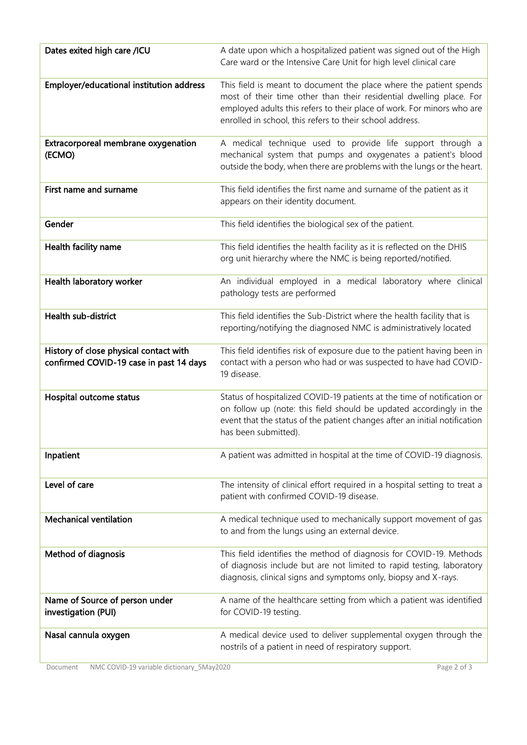| | |
|---|---|
| **Dates exited high care /ICU** | A date upon which a hospitalized patient was signed out of the High Care ward or the Intensive Care Unit for high level clinical care |
| **Employer/educational institution address** | This field is meant to document the place where the patient spends most of their time other than their residential dwelling place. For employed adults this refers to their place of work. For minors who are enrolled in school, this refers to their school address. |
| **Extracorporeal membrane oxygenation (ECMO)** | A medical technique used to provide life support through a mechanical system that pumps and oxygenates a patient's blood outside the body, when there are problems with the lungs or the heart. |
| **First name and surname** | This field identifies the first name and surname of the patient as it appears on their identity document. |
| **Gender** | This field identifies the biological sex of the patient. |
| **Health facility name** | This field identifies the health facility as it is reflected on the DHIS org unit hierarchy where the NMC is being reported/notified. |
| **Health laboratory worker** | An individual employed in a medical laboratory where clinical pathology tests are performed |
| **Health sub-district** | This field identifies the Sub-District where the health facility that is reporting/notifying the diagnosed NMC is administratively located |
| **History of close physical contact with confirmed COVID-19 case in past 14 days** | This field identifies risk of exposure due to the patient having been in contact with a person who had or was suspected to have had COVID-19 disease. |
| **Hospital outcome status** | Status of hospitalized COVID-19 patients at the time of notification or on follow up (note: this field should be updated accordingly in the event that the status of the patient changes after an initial notification has been submitted). |
| **Inpatient** | A patient was admitted in hospital at the time of COVID-19 diagnosis. |
| **Level of care** | The intensity of clinical effort required in a hospital setting to treat a patient with confirmed COVID-19 disease. |
| **Mechanical ventilation** | A medical technique used to mechanically support movement of gas to and from the lungs using an external device. |
| **Method of diagnosis** | This field identifies the method of diagnosis for COVID-19. Methods of diagnosis include but are not limited to rapid testing, laboratory diagnosis, clinical signs and symptoms only, biopsy and X-rays. |
| **Name of Source of person under investigation (PUI)** | A name of the healthcare setting from which a patient was identified for COVID-19 testing. |
| **Nasal cannula oxygen** | A medical device used to deliver supplemental oxygen through the nostrils of a patient in need of respiratory support. |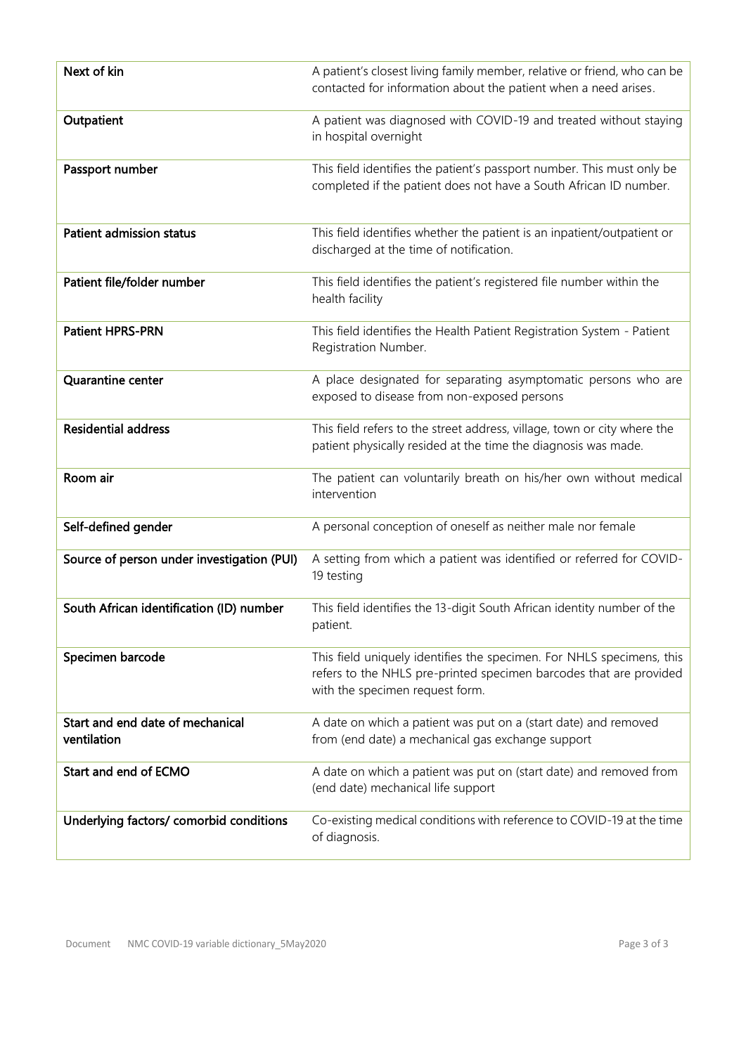| | |
|---|---|
| **Next of kin** | A patient's closest living family member, relative or friend, who can be contacted for information about the patient when a need arises. |
| **Outpatient** | A patient was diagnosed with COVID-19 and treated without staying in hospital overnight |
| **Passport number** | This field identifies the patient's passport number. This must only be completed if the patient does not have a South African ID number. |
| **Patient admission status** | This field identifies whether the patient is an inpatient/outpatient or discharged at the time of notification. |
| **Patient file/folder number** | This field identifies the patient's registered file number within the health facility |
| **Patient HPRS-PRN** | This field identifies the Health Patient Registration System - Patient Registration Number. |
| **Quarantine center** | A place designated for separating asymptomatic persons who are exposed to disease from non-exposed persons |
| **Residential address** | This field refers to the street address, village, town or city where the patient physically resided at the time the diagnosis was made. |
| **Room air** | The patient can voluntarily breath on his/her own without medical intervention |
| **Self-defined gender** | A personal conception of oneself as neither male nor female |
| **Source of person under investigation (PUI)** | A setting from which a patient was identified or referred for COVID-19 testing |
| **South African identification (ID) number** | This field identifies the 13-digit South African identity number of the patient. |
| **Specimen barcode** | This field uniquely identifies the specimen. For NHLS specimens, this refers to the NHLS pre-printed specimen barcodes that are provided with the specimen request form. |
| **Start and end date of mechanical ventilation** | A date on which a patient was put on a (start date) and removed from (end date) a mechanical gas exchange support |
| **Start and end of ECMO** | A date on which a patient was put on (start date) and removed from (end date) mechanical life support |
| **Underlying factors/ comorbid conditions** | Co-existing medical conditions with reference to COVID-19 at the time of diagnosis. |